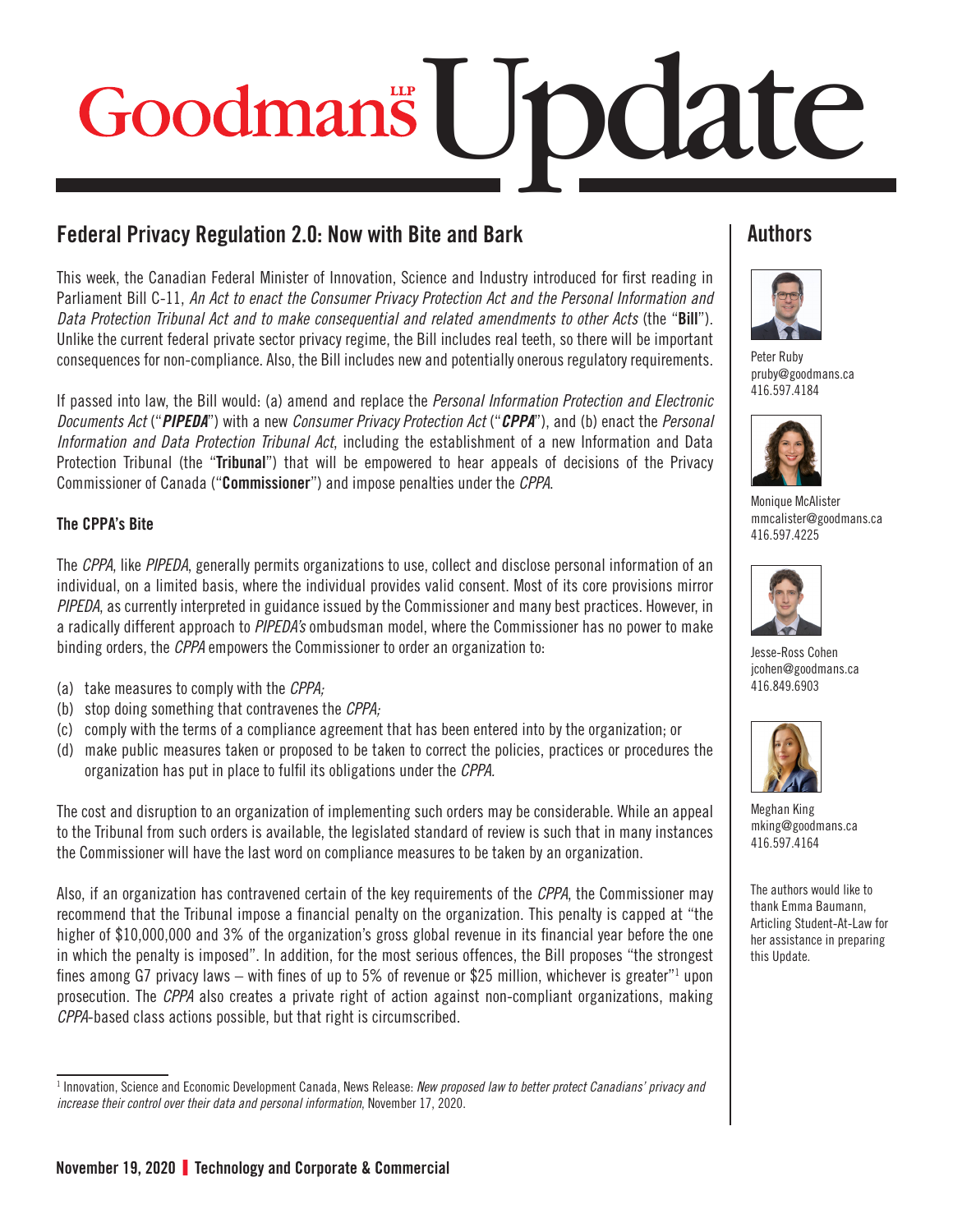# Goodmans LLP Update

## Federal Privacy Regulation 2.0: Now with Bite and Bark

This week, the Canadian Federal Minister of Innovation, Science and Industry introduced for first reading in Parliament Bill C-11, *An Act to enact the Consumer Privacy Protection Act and the Personal Information and Data Protection Tribunal Act and to make consequential and related amendments to other Acts* (the "**Bill**"). Unlike the current federal private sector privacy regime, the Bill includes real teeth, so there will be important consequences for non-compliance. Also, the Bill includes new and potentially onerous regulatory requirements.

If passed into law, the Bill would: (a) amend and replace the *Personal Information Protection and Electronic Documents Act* ("***PIPEDA***") with a new *Consumer Privacy Protection Act* ("***CPPA***"), and (b) enact the *Personal Information and Data Protection Tribunal Act*, including the establishment of a new Information and Data Protection Tribunal (the "**Tribunal**") that will be empowered to hear appeals of decisions of the Privacy Commissioner of Canada ("**Commissioner**") and impose penalties under the *CPPA*.

### The CPPA's Bite

The *CPPA*, like *PIPEDA*, generally permits organizations to use, collect and disclose personal information of an individual, on a limited basis, where the individual provides valid consent. Most of its core provisions mirror *PIPEDA*, as currently interpreted in guidance issued by the Commissioner and many best practices. However, in a radically different approach to *PIPEDA's* ombudsman model, where the Commissioner has no power to make binding orders, the *CPPA* empowers the Commissioner to order an organization to:

(a) take measures to comply with the *CPPA;*
(b) stop doing something that contravenes the *CPPA;*
(c) comply with the terms of a compliance agreement that has been entered into by the organization; or
(d) make public measures taken or proposed to be taken to correct the policies, practices or procedures the organization has put in place to fulfil its obligations under the *CPPA.*

The cost and disruption to an organization of implementing such orders may be considerable. While an appeal to the Tribunal from such orders is available, the legislated standard of review is such that in many instances the Commissioner will have the last word on compliance measures to be taken by an organization.

Also, if an organization has contravened certain of the key requirements of the *CPPA*, the Commissioner may recommend that the Tribunal impose a financial penalty on the organization. This penalty is capped at "the higher of $10,000,000 and 3% of the organization's gross global revenue in its financial year before the one in which the penalty is imposed". In addition, for the most serious offences, the Bill proposes "the strongest fines among G7 privacy laws – with fines of up to 5% of revenue or $25 million, whichever is greater"[1] upon prosecution. The *CPPA* also creates a private right of action against non-compliant organizations, making *CPPA*-based class actions possible, but that right is circumscribed.

[1] Innovation, Science and Economic Development Canada, News Release: *New proposed law to better protect Canadians' privacy and increase their control over their data and personal information*, November 17, 2020.

## Authors

Peter Ruby
pruby@goodmans.ca
416.597.4184

Monique McAlister
mmcalister@goodmans.ca
416.597.4225

Jesse-Ross Cohen
jcohen@goodmans.ca
416.849.6903

Meghan King
mking@goodmans.ca
416.597.4164

The authors would like to thank Emma Baumann, Articling Student-At-Law for her assistance in preparing this Update.

November 19, 2020 | Technology and Corporate & Commercial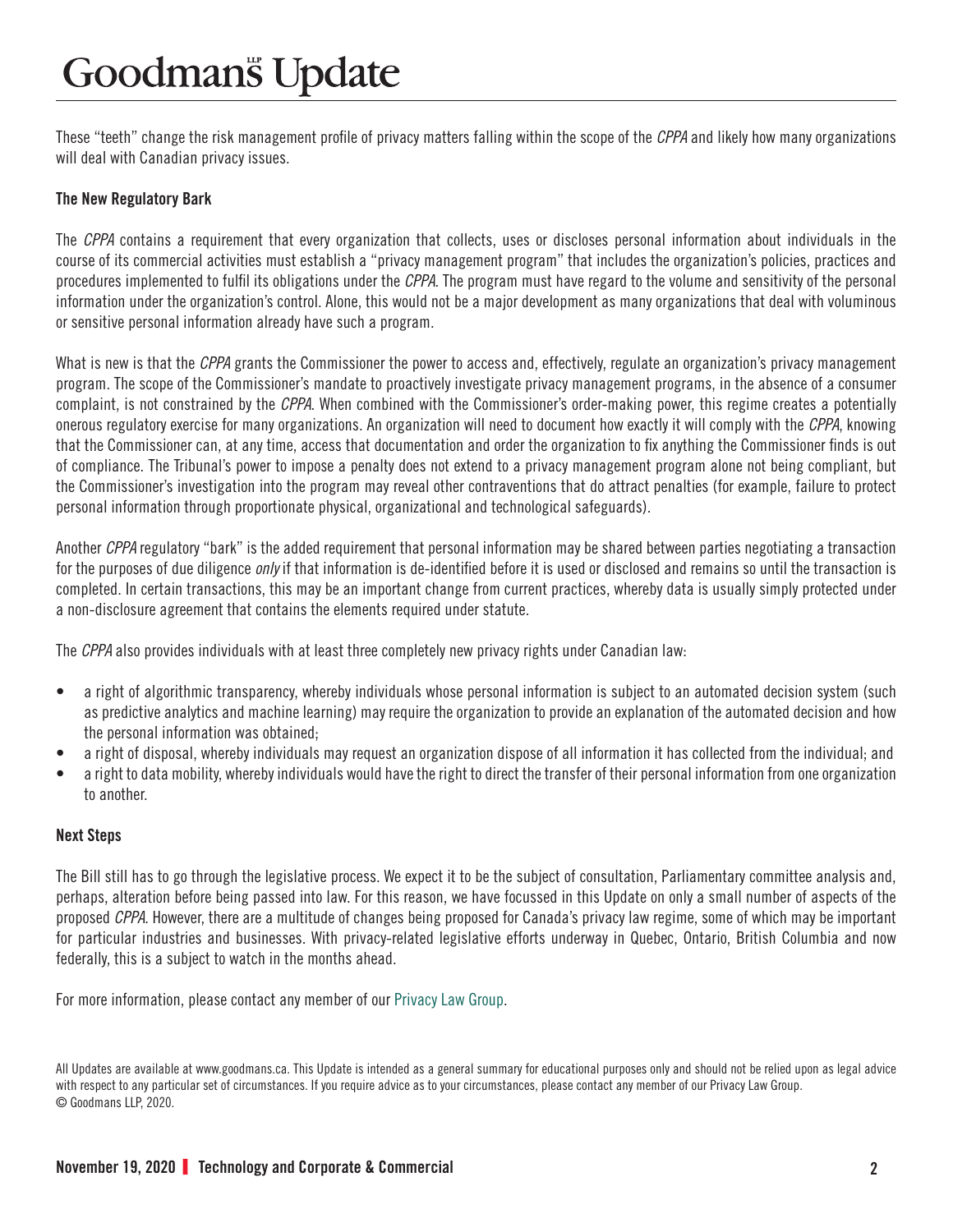These "teeth" change the risk management profile of privacy matters falling within the scope of the *CPPA* and likely how many organizations will deal with Canadian privacy issues.

**The New Regulatory Bark**

The *CPPA* contains a requirement that every organization that collects, uses or discloses personal information about individuals in the course of its commercial activities must establish a "privacy management program" that includes the organization's policies, practices and procedures implemented to fulfil its obligations under the *CPPA*. The program must have regard to the volume and sensitivity of the personal information under the organization's control. Alone, this would not be a major development as many organizations that deal with voluminous or sensitive personal information already have such a program.

What is new is that the *CPPA* grants the Commissioner the power to access and, effectively, regulate an organization's privacy management program. The scope of the Commissioner's mandate to proactively investigate privacy management programs, in the absence of a consumer complaint, is not constrained by the *CPPA*. When combined with the Commissioner's order-making power, this regime creates a potentially onerous regulatory exercise for many organizations. An organization will need to document how exactly it will comply with the *CPPA*, knowing that the Commissioner can, at any time, access that documentation and order the organization to fix anything the Commissioner finds is out of compliance. The Tribunal's power to impose a penalty does not extend to a privacy management program alone not being compliant, but the Commissioner's investigation into the program may reveal other contraventions that do attract penalties (for example, failure to protect personal information through proportionate physical, organizational and technological safeguards).

Another *CPPA* regulatory "bark" is the added requirement that personal information may be shared between parties negotiating a transaction for the purposes of due diligence *only* if that information is de-identified before it is used or disclosed and remains so until the transaction is completed. In certain transactions, this may be an important change from current practices, whereby data is usually simply protected under a non-disclosure agreement that contains the elements required under statute.

The *CPPA* also provides individuals with at least three completely new privacy rights under Canadian law:

- a right of algorithmic transparency, whereby individuals whose personal information is subject to an automated decision system (such as predictive analytics and machine learning) may require the organization to provide an explanation of the automated decision and how the personal information was obtained;
- a right of disposal, whereby individuals may request an organization dispose of all information it has collected from the individual; and
- a right to data mobility, whereby individuals would have the right to direct the transfer of their personal information from one organization to another.

**Next Steps**

The Bill still has to go through the legislative process. We expect it to be the subject of consultation, Parliamentary committee analysis and, perhaps, alteration before being passed into law. For this reason, we have focussed in this Update on only a small number of aspects of the proposed *CPPA*. However, there are a multitude of changes being proposed for Canada's privacy law regime, some of which may be important for particular industries and businesses. With privacy-related legislative efforts underway in Quebec, Ontario, British Columbia and now federally, this is a subject to watch in the months ahead.

For more information, please contact any member of our Privacy Law Group.

All Updates are available at www.goodmans.ca. This Update is intended as a general summary for educational purposes only and should not be relied upon as legal advice with respect to any particular set of circumstances. If you require advice as to your circumstances, please contact any member of our Privacy Law Group.
© Goodmans LLP, 2020.